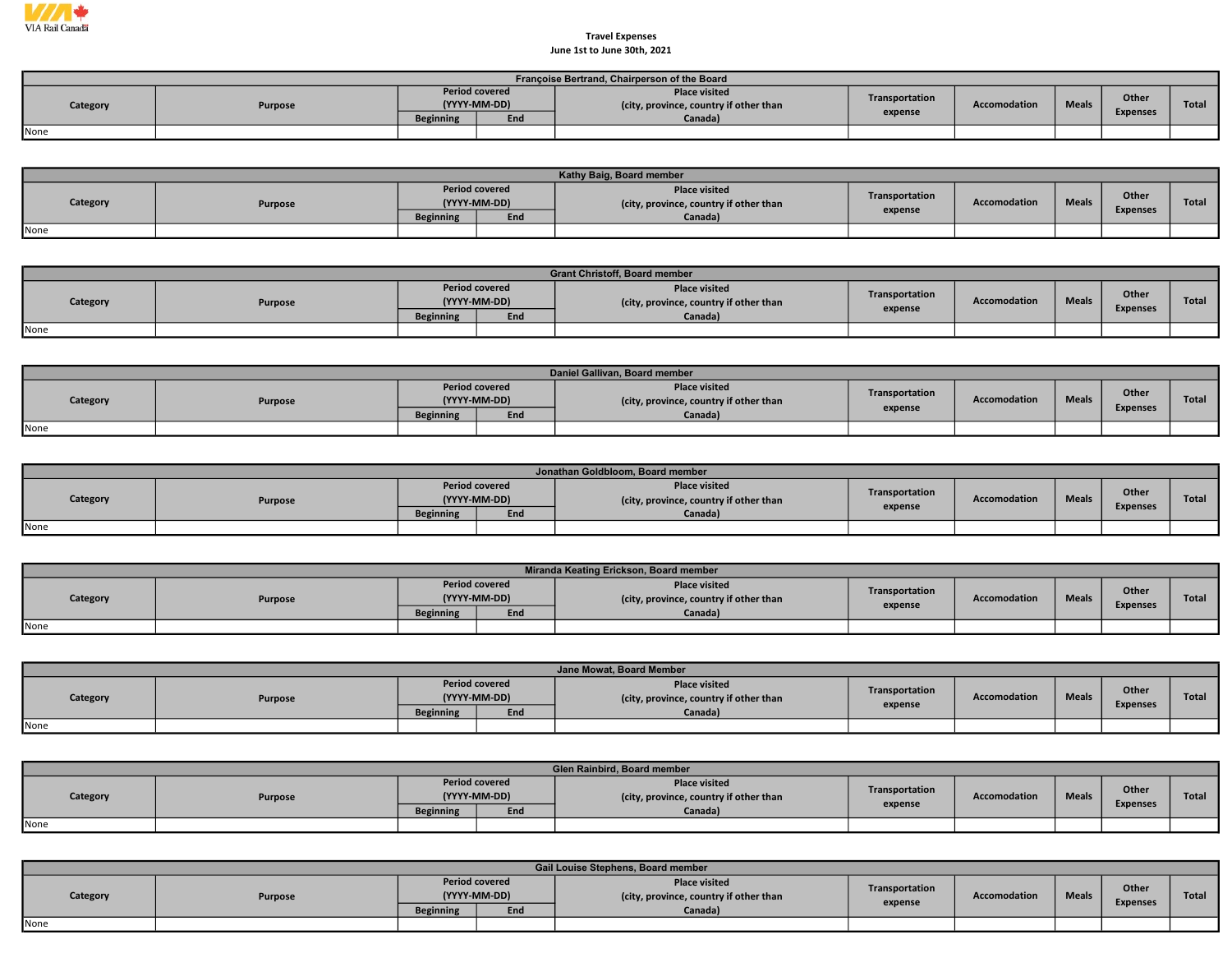VIA Rail Canada

**Travel Expenses**
**June 1st to June 30th, 2021**

| Françoise Bertrand, Chairperson of the Board | | | | | | | | | |
|---|---|---|---|---|---|---|---|---|---|
| Category | Purpose | Period covered (YYYY-MM-DD) | | Place visited (city, province, country if other than Canada) | Transportation expense | Accomodation | Meals | Other Expenses | Total |
| | | Beginning | End | | | | | | |
| None | | | | | | | | | |

| Kathy Baig, Board member | | | | | | | | | |
|---|---|---|---|---|---|---|---|---|---|
| Category | Purpose | Period covered (YYYY-MM-DD) | | Place visited (city, province, country if other than Canada) | Transportation expense | Accomodation | Meals | Other Expenses | Total |
| | | Beginning | End | | | | | | |
| None | | | | | | | | | |

| Grant Christoff, Board member | | | | | | | | | |
|---|---|---|---|---|---|---|---|---|---|
| Category | Purpose | Period covered (YYYY-MM-DD) | | Place visited (city, province, country if other than Canada) | Transportation expense | Accomodation | Meals | Other Expenses | Total |
| | | Beginning | End | | | | | | |
| None | | | | | | | | | |

| Daniel Gallivan, Board member | | | | | | | | | |
|---|---|---|---|---|---|---|---|---|---|
| Category | Purpose | Period covered (YYYY-MM-DD) | | Place visited (city, province, country if other than Canada) | Transportation expense | Accomodation | Meals | Other Expenses | Total |
| | | Beginning | End | | | | | | |
| None | | | | | | | | | |

| Jonathan Goldbloom, Board member | | | | | | | | | |
|---|---|---|---|---|---|---|---|---|---|
| Category | Purpose | Period covered (YYYY-MM-DD) | | Place visited (city, province, country if other than Canada) | Transportation expense | Accomodation | Meals | Other Expenses | Total |
| | | Beginning | End | | | | | | |
| None | | | | | | | | | |

| Miranda Keating Erickson, Board member | | | | | | | | | |
|---|---|---|---|---|---|---|---|---|---|
| Category | Purpose | Period covered (YYYY-MM-DD) | | Place visited (city, province, country if other than Canada) | Transportation expense | Accomodation | Meals | Other Expenses | Total |
| | | Beginning | End | | | | | | |
| None | | | | | | | | | |

| Jane Mowat, Board Member | | | | | | | | | |
|---|---|---|---|---|---|---|---|---|---|
| Category | Purpose | Period covered (YYYY-MM-DD) | | Place visited (city, province, country if other than Canada) | Transportation expense | Accomodation | Meals | Other Expenses | Total |
| | | Beginning | End | | | | | | |
| None | | | | | | | | | |

| Glen Rainbird, Board member | | | | | | | | | |
|---|---|---|---|---|---|---|---|---|---|
| Category | Purpose | Period covered (YYYY-MM-DD) | | Place visited (city, province, country if other than Canada) | Transportation expense | Accomodation | Meals | Other Expenses | Total |
| | | Beginning | End | | | | | | |
| None | | | | | | | | | |

| Gail Louise Stephens, Board member | | | | | | | | | |
|---|---|---|---|---|---|---|---|---|---|
| Category | Purpose | Period covered (YYYY-MM-DD) | | Place visited (city, province, country if other than Canada) | Transportation expense | Accomodation | Meals | Other Expenses | Total |
| | | Beginning | End | | | | | | |
| None | | | | | | | | | |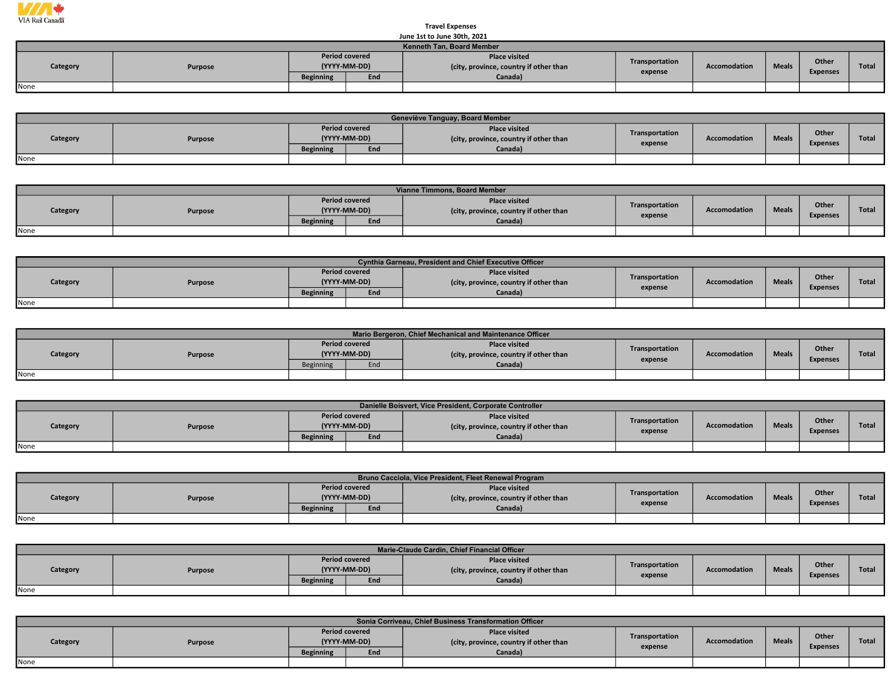VIA Rail Canada

Travel Expenses

June 1st to June 30th, 2021

| Kenneth Tan, Board Member | | | | | | | | | |
|---|---|---|---|---|---|---|---|---|---|
| Category | Purpose | Period covered (YYYY-MM-DD) | | Place visited (city, province, country if other than Canada) | Transportation expense | Accomodation | Meals | Other Expenses | Total |
| | | Beginning | End | | | | | | |
| None | | | | | | | | | |

| Geneviève Tanguay, Board Member | | | | | | | | | |
|---|---|---|---|---|---|---|---|---|---|
| Category | Purpose | Period covered (YYYY-MM-DD) | | Place visited (city, province, country if other than Canada) | Transportation expense | Accomodation | Meals | Other Expenses | Total |
| | | Beginning | End | | | | | | |
| None | | | | | | | | | |

| Vianne Timmons, Board Member | | | | | | | | | |
|---|---|---|---|---|---|---|---|---|---|
| Category | Purpose | Period covered (YYYY-MM-DD) | | Place visited (city, province, country if other than Canada) | Transportation expense | Accomodation | Meals | Other Expenses | Total |
| | | Beginning | End | | | | | | |
| None | | | | | | | | | |

| Cynthia Garneau, President and Chief Executive Officer | | | | | | | | | |
|---|---|---|---|---|---|---|---|---|---|
| Category | Purpose | Period covered (YYYY-MM-DD) | | Place visited (city, province, country if other than Canada) | Transportation expense | Accomodation | Meals | Other Expenses | Total |
| | | Beginning | End | | | | | | |
| None | | | | | | | | | |

| Mario Bergeron, Chief Mechanical and Maintenance Officer | | | | | | | | | |
|---|---|---|---|---|---|---|---|---|---|
| Category | Purpose | Period covered (YYYY-MM-DD) | | Place visited (city, province, country if other than Canada) | Transportation expense | Accomodation | Meals | Other Expenses | Total |
| | | Beginning | End | | | | | | |
| None | | | | | | | | | |

| Danielle Boisvert, Vice President, Corporate Controller | | | | | | | | | |
|---|---|---|---|---|---|---|---|---|---|
| Category | Purpose | Period covered (YYYY-MM-DD) | | Place visited (city, province, country if other than Canada) | Transportation expense | Accomodation | Meals | Other Expenses | Total |
| | | Beginning | End | | | | | | |
| None | | | | | | | | | |

| Bruno Cacciola, Vice President, Fleet Renewal Program | | | | | | | | | |
|---|---|---|---|---|---|---|---|---|---|
| Category | Purpose | Period covered (YYYY-MM-DD) | | Place visited (city, province, country if other than Canada) | Transportation expense | Accomodation | Meals | Other Expenses | Total |
| | | Beginning | End | | | | | | |
| None | | | | | | | | | |

| Marie-Claude Cardin, Chief Financial Officer | | | | | | | | | |
|---|---|---|---|---|---|---|---|---|---|
| Category | Purpose | Period covered (YYYY-MM-DD) | | Place visited (city, province, country if other than Canada) | Transportation expense | Accomodation | Meals | Other Expenses | Total |
| | | Beginning | End | | | | | | |
| None | | | | | | | | | |

| Sonia Corriveau, Chief Business Transformation Officer | | | | | | | | | |
|---|---|---|---|---|---|---|---|---|---|
| Category | Purpose | Period covered (YYYY-MM-DD) | | Place visited (city, province, country if other than Canada) | Transportation expense | Accomodation | Meals | Other Expenses | Total |
| | | Beginning | End | | | | | | |
| None | | | | | | | | | |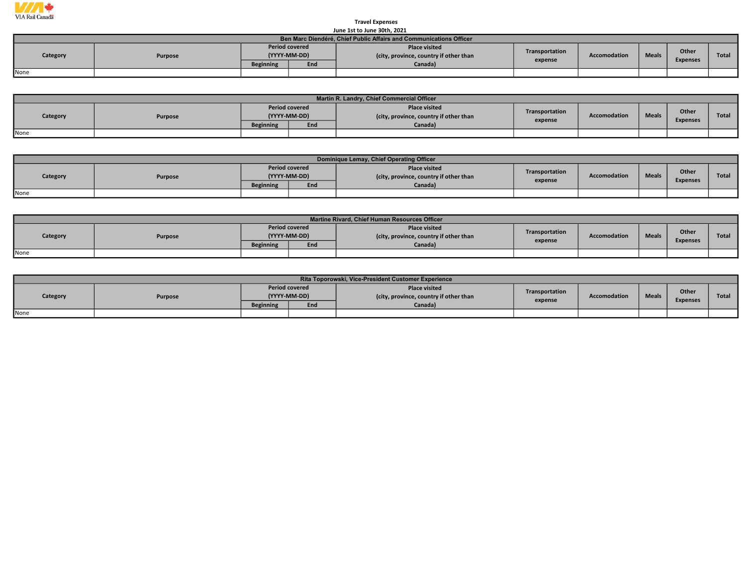VIA Rail Canada

Travel Expenses

June 1st to June 30th, 2021

| Ben Marc Diendéré, Chief Public Affairs and Communications Officer | | | | | | | | | |
|---|---|---|---|---|---|---|---|---|---|
| Category | Purpose | Period covered (YYYY-MM-DD) | | Place visited (city, province, country if other than Canada) | Transportation expense | Accomodation | Meals | Other Expenses | Total |
| | | Beginning | End | | | | | | |
| None | | | | | | | | | |

| Martin R. Landry, Chief Commercial Officer | | | | | | | | | |
|---|---|---|---|---|---|---|---|---|---|
| Category | Purpose | Period covered (YYYY-MM-DD) | | Place visited (city, province, country if other than Canada) | Transportation expense | Accomodation | Meals | Other Expenses | Total |
| | | Beginning | End | | | | | | |
| None | | | | | | | | | |

| Dominique Lemay, Chief Operating Officer | | | | | | | | | |
|---|---|---|---|---|---|---|---|---|---|
| Category | Purpose | Period covered (YYYY-MM-DD) | | Place visited (city, province, country if other than Canada) | Transportation expense | Accomodation | Meals | Other Expenses | Total |
| | | Beginning | End | | | | | | |
| None | | | | | | | | | |

| Martine Rivard, Chief Human Resources Officer | | | | | | | | | |
|---|---|---|---|---|---|---|---|---|---|
| Category | Purpose | Period covered (YYYY-MM-DD) | | Place visited (city, province, country if other than Canada) | Transportation expense | Accomodation | Meals | Other Expenses | Total |
| | | Beginning | End | | | | | | |
| None | | | | | | | | | |

| Rita Toporowski, Vice-President Customer Experience | | | | | | | | | |
|---|---|---|---|---|---|---|---|---|---|
| Category | Purpose | Period covered (YYYY-MM-DD) | | Place visited (city, province, country if other than Canada) | Transportation expense | Accomodation | Meals | Other Expenses | Total |
| | | Beginning | End | | | | | | |
| None | | | | | | | | | |